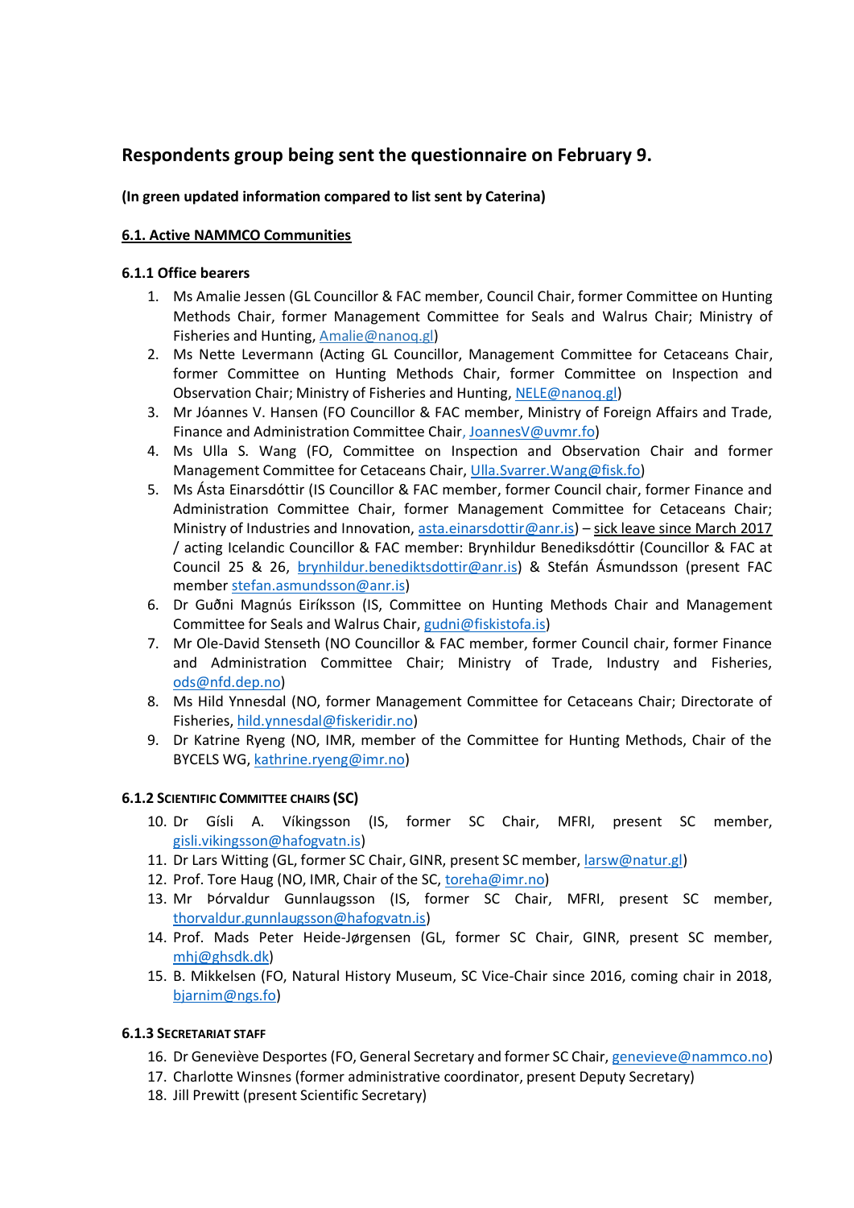## Respondents group being sent the questionnaire on February 9.

**(In green updated information compared to list sent by Caterina)**

**6.1. Active NAMMCO Communities**

### 6.1.1 Office bearers

1. Ms Amalie Jessen (GL Councillor & FAC member, Council Chair, former Committee on Hunting Methods Chair, former Management Committee for Seals and Walrus Chair; Ministry of Fisheries and Hunting, Amalie@nanoq.gl)
2. Ms Nette Levermann (Acting GL Councillor, Management Committee for Cetaceans Chair, former Committee on Hunting Methods Chair, former Committee on Inspection and Observation Chair; Ministry of Fisheries and Hunting, NELE@nanoq.gl)
3. Mr Jóannes V. Hansen (FO Councillor & FAC member, Ministry of Foreign Affairs and Trade, Finance and Administration Committee Chair, JoannesV@uvmr.fo)
4. Ms Ulla S. Wang (FO, Committee on Inspection and Observation Chair and former Management Committee for Cetaceans Chair, Ulla.Svarrer.Wang@fisk.fo)
5. Ms Ásta Einarsdóttir (IS Councillor & FAC member, former Council chair, former Finance and Administration Committee Chair, former Management Committee for Cetaceans Chair; Ministry of Industries and Innovation, asta.einarsdottir@anr.is) – sick leave since March 2017 / acting Icelandic Councillor & FAC member: Brynhildur Benediksdóttir (Councillor & FAC at Council 25 & 26, brynhildur.benediktsdottir@anr.is) & Stefán Ásmundsson (present FAC member stefan.asmundsson@anr.is)
6. Dr Guðni Magnús Eiríksson (IS, Committee on Hunting Methods Chair and Management Committee for Seals and Walrus Chair, gudni@fiskistofa.is)
7. Mr Ole-David Stenseth (NO Councillor & FAC member, former Council chair, former Finance and Administration Committee Chair; Ministry of Trade, Industry and Fisheries, ods@nfd.dep.no)
8. Ms Hild Ynnesdal (NO, former Management Committee for Cetaceans Chair; Directorate of Fisheries, hild.ynnesdal@fiskeridir.no)
9. Dr Katrine Ryeng (NO, IMR, member of the Committee for Hunting Methods, Chair of the BYCELS WG, kathrine.ryeng@imr.no)

### 6.1.2 Scientific Committee chairs (SC)

10. Dr Gísli A. Víkingsson (IS, former SC Chair, MFRI, present SC member, gisli.vikingsson@hafogvatn.is)
11. Dr Lars Witting (GL, former SC Chair, GINR, present SC member, larsw@natur.gl)
12. Prof. Tore Haug (NO, IMR, Chair of the SC, toreha@imr.no)
13. Mr Þórvaldur Gunnlaugsson (IS, former SC Chair, MFRI, present SC member, thorvaldur.gunnlaugsson@hafogvatn.is)
14. Prof. Mads Peter Heide-Jørgensen (GL, former SC Chair, GINR, present SC member, mhj@ghsdk.dk)
15. B. Mikkelsen (FO, Natural History Museum, SC Vice-Chair since 2016, coming chair in 2018, bjarnim@ngs.fo)

### 6.1.3 Secretariat staff

16. Dr Geneviève Desportes (FO, General Secretary and former SC Chair, genevieve@nammco.no)
17. Charlotte Winsnes (former administrative coordinator, present Deputy Secretary)
18. Jill Prewitt (present Scientific Secretary)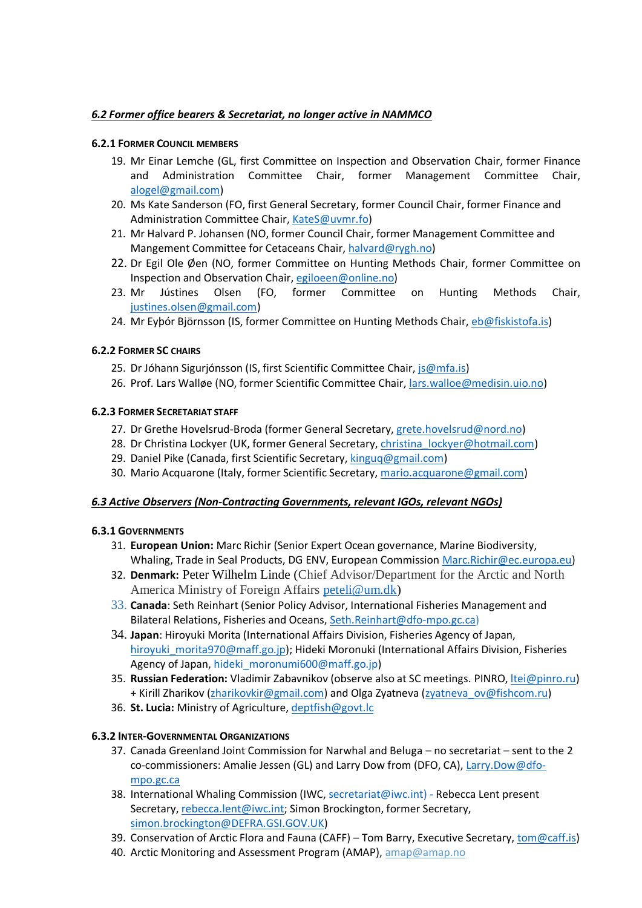### *6.2 Former office bearers & Secretariat, no longer active in NAMMCO*

#### 6.2.1 Former Council members

19. Mr Einar Lemche (GL, first Committee on Inspection and Observation Chair, former Finance and Administration Committee Chair, former Management Committee Chair, alogel@gmail.com)
20. Ms Kate Sanderson (FO, first General Secretary, former Council Chair, former Finance and Administration Committee Chair, KateS@uvmr.fo)
21. Mr Halvard P. Johansen (NO, former Council Chair, former Management Committee and Mangement Committee for Cetaceans Chair, halvard@rygh.no)
22. Dr Egil Ole Øen (NO, former Committee on Hunting Methods Chair, former Committee on Inspection and Observation Chair, egiloeen@online.no)
23. Mr Jústines Olsen (FO, former Committee on Hunting Methods Chair, justines.olsen@gmail.com)
24. Mr Eyþór Björnsson (IS, former Committee on Hunting Methods Chair, eb@fiskistofa.is)

#### 6.2.2 Former SC chairs

25. Dr Jóhann Sigurjónsson (IS, first Scientific Committee Chair, js@mfa.is)
26. Prof. Lars Walløe (NO, former Scientific Committee Chair, lars.walloe@medisin.uio.no)

#### 6.2.3 Former Secretariat staff

27. Dr Grethe Hovelsrud-Broda (former General Secretary, grete.hovelsrud@nord.no)
28. Dr Christina Lockyer (UK, former General Secretary, christina_lockyer@hotmail.com)
29. Daniel Pike (Canada, first Scientific Secretary, kinguq@gmail.com)
30. Mario Acquarone (Italy, former Scientific Secretary, mario.acquarone@gmail.com)

### *6.3 Active Observers (Non-Contracting Governments, relevant IGOs, relevant NGOs)*

#### 6.3.1 Governments

31. **European Union:** Marc Richir (Senior Expert Ocean governance, Marine Biodiversity, Whaling, Trade in Seal Products, DG ENV, European Commission Marc.Richir@ec.europa.eu)
32. **Denmark:** Peter Wilhelm Linde (Chief Advisor/Department for the Arctic and North America Ministry of Foreign Affairs peteli@um.dk)
33. **Canada**: Seth Reinhart (Senior Policy Advisor, International Fisheries Management and Bilateral Relations, Fisheries and Oceans, Seth.Reinhart@dfo-mpo.gc.ca)
34. **Japan**: Hiroyuki Morita (International Affairs Division, Fisheries Agency of Japan, hiroyuki_morita970@maff.go.jp); Hideki Moronuki (International Affairs Division, Fisheries Agency of Japan, hideki_moronumi600@maff.go.jp)
35. **Russian Federation:** Vladimir Zabavnikov (observe also at SC meetings. PINRO, ltei@pinro.ru) + Kirill Zharikov (zharikovkir@gmail.com) and Olga Zyatneva (zyatneva_ov@fishcom.ru)
36. **St. Lucia:** Ministry of Agriculture, deptfish@govt.lc

#### 6.3.2 Inter-Governmental Organizations

37. Canada Greenland Joint Commission for Narwhal and Beluga – no secretariat – sent to the 2 co-commissioners: Amalie Jessen (GL) and Larry Dow from (DFO, CA), Larry.Dow@dfo-mpo.gc.ca
38. International Whaling Commission (IWC, secretariat@iwc.int) - Rebecca Lent present Secretary, rebecca.lent@iwc.int; Simon Brockington, former Secretary, simon.brockington@DEFRA.GSI.GOV.UK)
39. Conservation of Arctic Flora and Fauna (CAFF) – Tom Barry, Executive Secretary, tom@caff.is)
40. Arctic Monitoring and Assessment Program (AMAP), amap@amap.no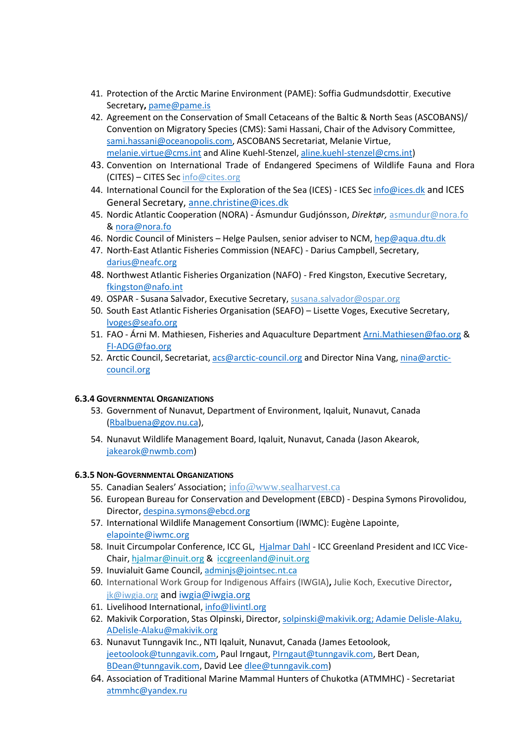41. Protection of the Arctic Marine Environment (PAME): Soffia Gudmundsdottir, Executive Secretary**,** pame@pame.is
42. Agreement on the Conservation of Small Cetaceans of the Baltic & North Seas (ASCOBANS)/ Convention on Migratory Species (CMS): Sami Hassani, Chair of the Advisory Committee, sami.hassani@oceanopolis.com, ASCOBANS Secretariat, Melanie Virtue, melanie.virtue@cms.int and Aline Kuehl-Stenzel, aline.kuehl-stenzel@cms.int)
43. Convention on International Trade of Endangered Specimens of Wildlife Fauna and Flora (CITES) – CITES Sec info@cites.org
44. International Council for the Exploration of the Sea (ICES) - ICES Sec info@ices.dk and ICES General Secretary, anne.christine@ices.dk
45. Nordic Atlantic Cooperation (NORA) - Ásmundur Gudjónsson, *Direktør,* asmundur@nora.fo & nora@nora.fo
46. Nordic Council of Ministers – Helge Paulsen, senior adviser to NCM, hep@aqua.dtu.dk
47. North-East Atlantic Fisheries Commission (NEAFC) - Darius Campbell, Secretary, darius@neafc.org
48. Northwest Atlantic Fisheries Organization (NAFO) - Fred Kingston, Executive Secretary, fkingston@nafo.int
49. OSPAR - Susana Salvador, Executive Secretary, susana.salvador@ospar.org
50. South East Atlantic Fisheries Organisation (SEAFO) – Lisette Voges, Executive Secretary, lvoges@seafo.org
51. FAO - Árni M. Mathiesen, Fisheries and Aquaculture Department Arni.Mathiesen@fao.org & FI-ADG@fao.org
52. Arctic Council, Secretariat, acs@arctic-council.org and Director Nina Vang, nina@arctic-council.org

#### 6.3.4 Governmental Organizations

53. Government of Nunavut, Department of Environment, Iqaluit, Nunavut, Canada (Rbalbuena@gov.nu.ca),
54. Nunavut Wildlife Management Board, Iqaluit, Nunavut, Canada (Jason Akearok, jakearok@nwmb.com)

#### 6.3.5 Non-Governmental Organizations

55. Canadian Sealers' Association; info@www.sealharvest.ca
56. European Bureau for Conservation and Development (EBCD) - Despina Symons Pirovolidou, Director, despina.symons@ebcd.org
57. International Wildlife Management Consortium (IWMC): Eugène Lapointe, elapointe@iwmc.org
58. Inuit Circumpolar Conference, ICC GL, Hjalmar Dahl - ICC Greenland President and ICC Vice-Chair, hjalmar@inuit.org & iccgreenland@inuit.org
59. Inuvialuit Game Council, adminjs@jointsec.nt.ca
60. International Work Group for Indigenous Affairs (IWGIA)**,** Julie Koch, Executive Director**,** jk@iwgia.org and iwgia@iwgia.org
61. Livelihood International, info@livintl.org
62. Makivik Corporation, Stas Olpinski, Director, solpinski@makivik.org; Adamie Delisle-Alaku, ADelisle-Alaku@makivik.org
63. Nunavut Tunngavik Inc., NTI Iqaluit, Nunavut, Canada (James Eetoolook, jeetoolook@tunngavik.com, Paul Irngaut, PIrngaut@tunngavik.com, Bert Dean, BDean@tunngavik.com, David Lee dlee@tunngavik.com)
64. Association of Traditional Marine Mammal Hunters of Chukotka (ATMMHC) - Secretariat atmmhc@yandex.ru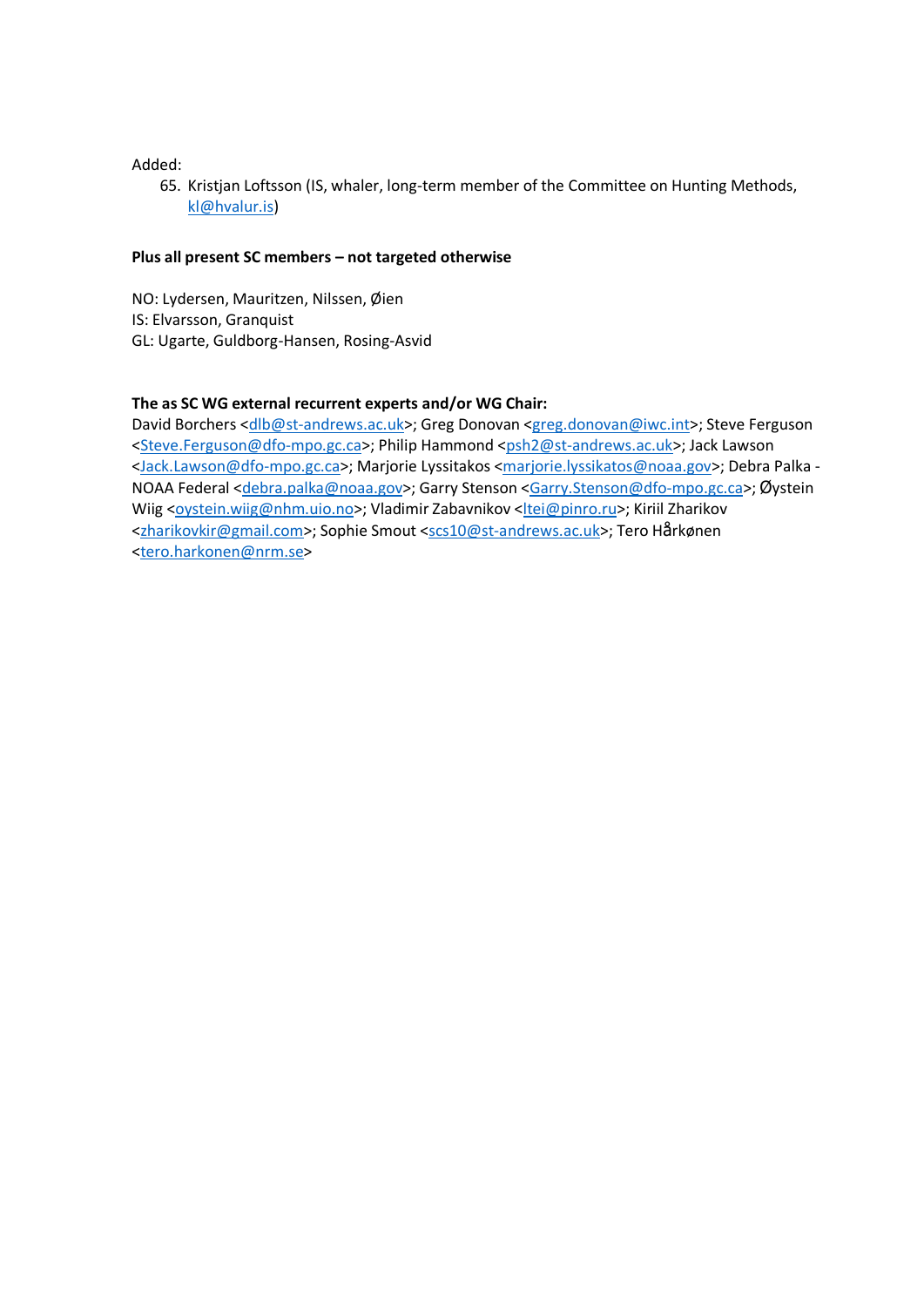Added:

65. Kristjan Loftsson (IS, whaler, long-term member of the Committee on Hunting Methods, kl@hvalur.is)

**Plus all present SC members – not targeted otherwise**

NO: Lydersen, Mauritzen, Nilssen, Øien
IS: Elvarsson, Granquist
GL: Ugarte, Guldborg-Hansen, Rosing-Asvid

**The as SC WG external recurrent experts and/or WG Chair:**
David Borchers <dlb@st-andrews.ac.uk>; Greg Donovan <greg.donovan@iwc.int>; Steve Ferguson <Steve.Ferguson@dfo-mpo.gc.ca>; Philip Hammond <psh2@st-andrews.ac.uk>; Jack Lawson <Jack.Lawson@dfo-mpo.gc.ca>; Marjorie Lyssitakos <marjorie.lyssikatos@noaa.gov>; Debra Palka - NOAA Federal <debra.palka@noaa.gov>; Garry Stenson <Garry.Stenson@dfo-mpo.gc.ca>; Øystein Wiig <oystein.wiig@nhm.uio.no>; Vladimir Zabavnikov <ltei@pinro.ru>; Kiriil Zharikov <zharikovkir@gmail.com>; Sophie Smout <scs10@st-andrews.ac.uk>; Tero Hårkønen <tero.harkonen@nrm.se>